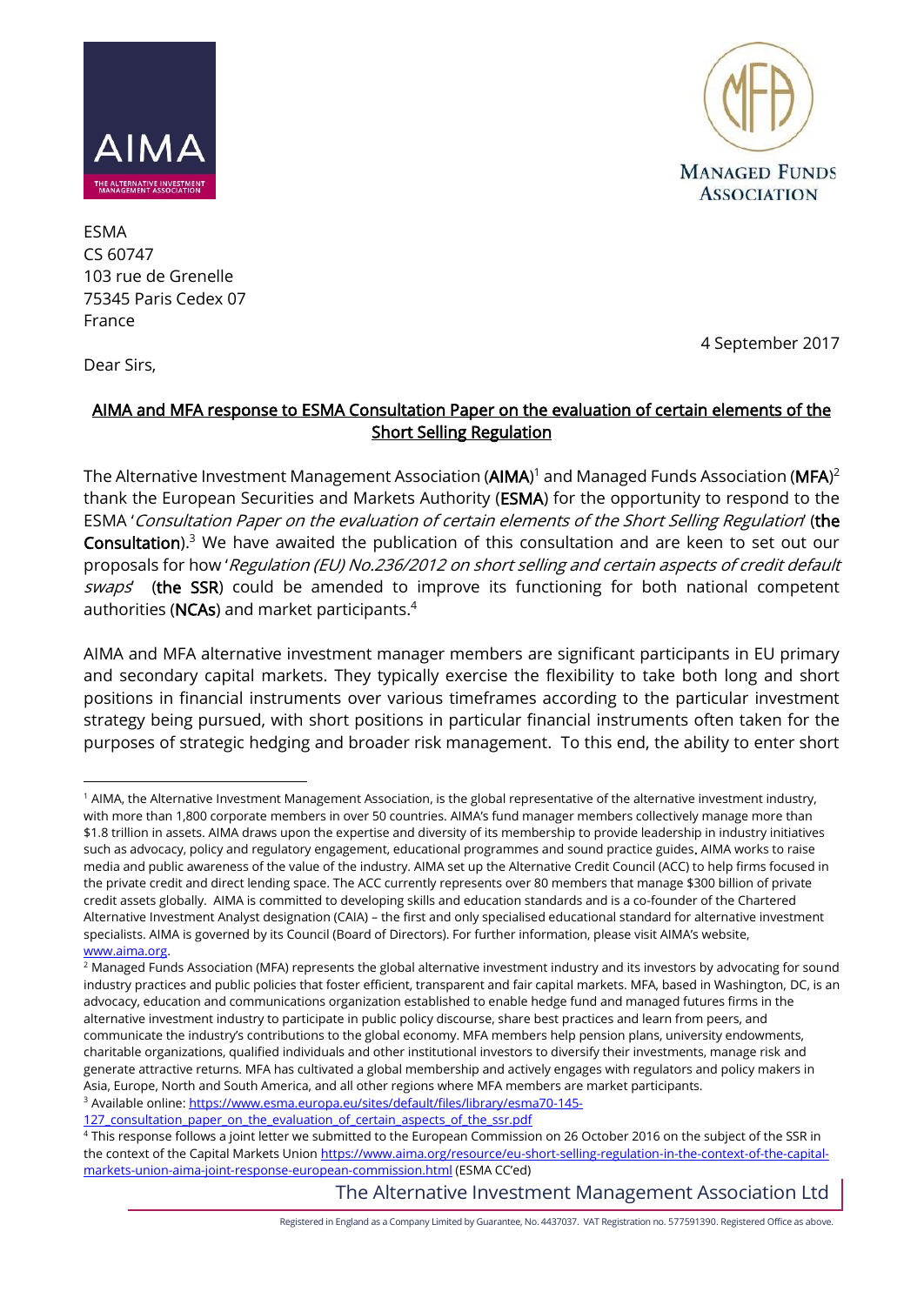ESMA
CS 60747
103 rue de Grenelle
75345 Paris Cedex 07
France

4 September 2017

Dear Sirs,

**AIMA and MFA response to ESMA Consultation Paper on the evaluation of certain elements of the Short Selling Regulation**

The Alternative Investment Management Association (**AIMA**)[1] and Managed Funds Association (**MFA**)[2] thank the European Securities and Markets Authority (**ESMA**) for the opportunity to respond to the ESMA '*Consultation Paper on the evaluation of certain elements of the Short Selling Regulation*' (**the Consultation**).[3] We have awaited the publication of this consultation and are keen to set out our proposals for how '*Regulation (EU) No.236/2012 on short selling and certain aspects of credit default swaps*' (**the SSR**) could be amended to improve its functioning for both national competent authorities (**NCAs**) and market participants.[4]

AIMA and MFA alternative investment manager members are significant participants in EU primary and secondary capital markets. They typically exercise the flexibility to take both long and short positions in financial instruments over various timeframes according to the particular investment strategy being pursued, with short positions in particular financial instruments often taken for the purposes of strategic hedging and broader risk management. To this end, the ability to enter short

---

[1] AIMA, the Alternative Investment Management Association, is the global representative of the alternative investment industry, with more than 1,800 corporate members in over 50 countries. AIMA's fund manager members collectively manage more than $1.8 trillion in assets. AIMA draws upon the expertise and diversity of its membership to provide leadership in industry initiatives such as advocacy, policy and regulatory engagement, educational programmes and sound practice guides. AIMA works to raise media and public awareness of the value of the industry. AIMA set up the Alternative Credit Council (ACC) to help firms focused in the private credit and direct lending space. The ACC currently represents over 80 members that manage $300 billion of private credit assets globally. AIMA is committed to developing skills and education standards and is a co-founder of the Chartered Alternative Investment Analyst designation (CAIA) – the first and only specialised educational standard for alternative investment specialists. AIMA is governed by its Council (Board of Directors). For further information, please visit AIMA's website, www.aima.org.

[2] Managed Funds Association (MFA) represents the global alternative investment industry and its investors by advocating for sound industry practices and public policies that foster efficient, transparent and fair capital markets. MFA, based in Washington, DC, is an advocacy, education and communications organization established to enable hedge fund and managed futures firms in the alternative investment industry to participate in public policy discourse, share best practices and learn from peers, and communicate the industry's contributions to the global economy. MFA members help pension plans, university endowments, charitable organizations, qualified individuals and other institutional investors to diversify their investments, manage risk and generate attractive returns. MFA has cultivated a global membership and actively engages with regulators and policy makers in Asia, Europe, North and South America, and all other regions where MFA members are market participants.

[3] Available online: https://www.esma.europa.eu/sites/default/files/library/esma70-145-127_consultation_paper_on_the_evaluation_of_certain_aspects_of_the_ssr.pdf

[4] This response follows a joint letter we submitted to the European Commission on 26 October 2016 on the subject of the SSR in the context of the Capital Markets Union https://www.aima.org/resource/eu-short-selling-regulation-in-the-context-of-the-capital-markets-union-aima-joint-response-european-commission.html (ESMA CC'ed)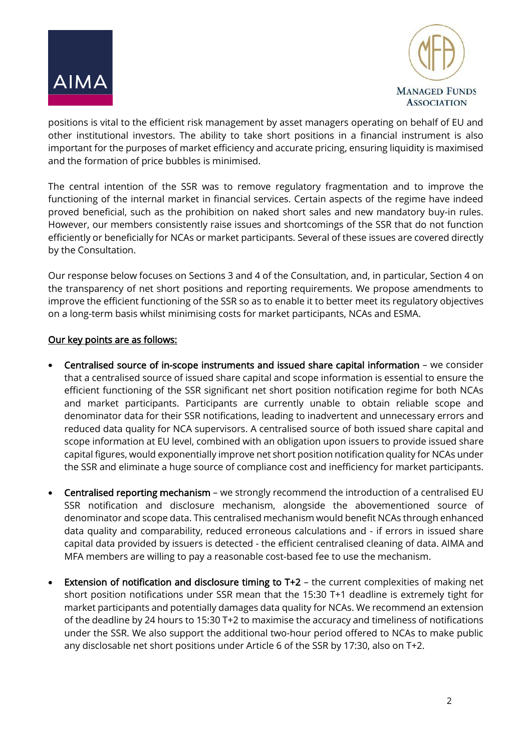positions is vital to the efficient risk management by asset managers operating on behalf of EU and other institutional investors. The ability to take short positions in a financial instrument is also important for the purposes of market efficiency and accurate pricing, ensuring liquidity is maximised and the formation of price bubbles is minimised.

The central intention of the SSR was to remove regulatory fragmentation and to improve the functioning of the internal market in financial services. Certain aspects of the regime have indeed proved beneficial, such as the prohibition on naked short sales and new mandatory buy-in rules. However, our members consistently raise issues and shortcomings of the SSR that do not function efficiently or beneficially for NCAs or market participants. Several of these issues are covered directly by the Consultation.

Our response below focuses on Sections 3 and 4 of the Consultation, and, in particular, Section 4 on the transparency of net short positions and reporting requirements. We propose amendments to improve the efficient functioning of the SSR so as to enable it to better meet its regulatory objectives on a long-term basis whilst minimising costs for market participants, NCAs and ESMA.

<u>Our key points are as follows:</u>

- Centralised source of in-scope instruments and issued share capital information – we consider that a centralised source of issued share capital and scope information is essential to ensure the efficient functioning of the SSR significant net short position notification regime for both NCAs and market participants. Participants are currently unable to obtain reliable scope and denominator data for their SSR notifications, leading to inadvertent and unnecessary errors and reduced data quality for NCA supervisors. A centralised source of both issued share capital and scope information at EU level, combined with an obligation upon issuers to provide issued share capital figures, would exponentially improve net short position notification quality for NCAs under the SSR and eliminate a huge source of compliance cost and inefficiency for market participants.

- Centralised reporting mechanism – we strongly recommend the introduction of a centralised EU SSR notification and disclosure mechanism, alongside the abovementioned source of denominator and scope data. This centralised mechanism would benefit NCAs through enhanced data quality and comparability, reduced erroneous calculations and - if errors in issued share capital data provided by issuers is detected - the efficient centralised cleaning of data. AIMA and MFA members are willing to pay a reasonable cost-based fee to use the mechanism.

- Extension of notification and disclosure timing to T+2 – the current complexities of making net short position notifications under SSR mean that the 15:30 T+1 deadline is extremely tight for market participants and potentially damages data quality for NCAs. We recommend an extension of the deadline by 24 hours to 15:30 T+2 to maximise the accuracy and timeliness of notifications under the SSR. We also support the additional two-hour period offered to NCAs to make public any disclosable net short positions under Article 6 of the SSR by 17:30, also on T+2.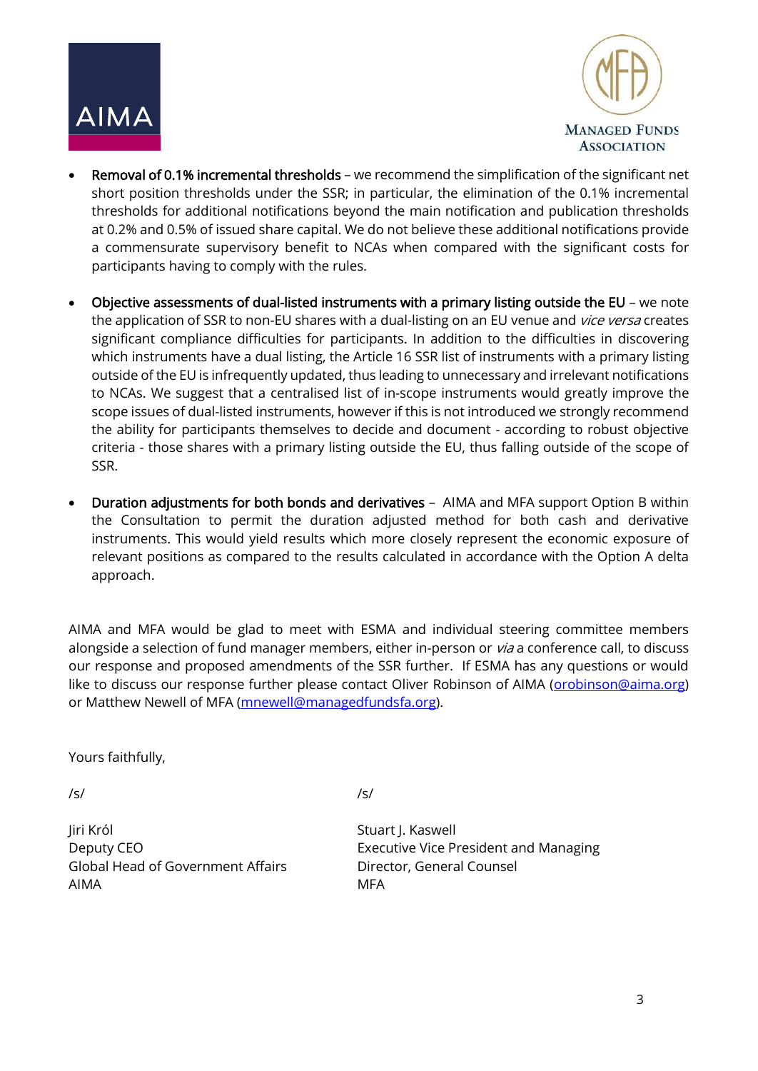- **Removal of 0.1% incremental thresholds** – we recommend the simplification of the significant net short position thresholds under the SSR; in particular, the elimination of the 0.1% incremental thresholds for additional notifications beyond the main notification and publication thresholds at 0.2% and 0.5% of issued share capital. We do not believe these additional notifications provide a commensurate supervisory benefit to NCAs when compared with the significant costs for participants having to comply with the rules.

- **Objective assessments of dual-listed instruments with a primary listing outside the EU** – we note the application of SSR to non-EU shares with a dual-listing on an EU venue and *vice versa* creates significant compliance difficulties for participants. In addition to the difficulties in discovering which instruments have a dual listing, the Article 16 SSR list of instruments with a primary listing outside of the EU is infrequently updated, thus leading to unnecessary and irrelevant notifications to NCAs. We suggest that a centralised list of in-scope instruments would greatly improve the scope issues of dual-listed instruments, however if this is not introduced we strongly recommend the ability for participants themselves to decide and document - according to robust objective criteria - those shares with a primary listing outside the EU, thus falling outside of the scope of SSR.

- **Duration adjustments for both bonds and derivatives** – AIMA and MFA support Option B within the Consultation to permit the duration adjusted method for both cash and derivative instruments. This would yield results which more closely represent the economic exposure of relevant positions as compared to the results calculated in accordance with the Option A delta approach.

AIMA and MFA would be glad to meet with ESMA and individual steering committee members alongside a selection of fund manager members, either in-person or *via* a conference call, to discuss our response and proposed amendments of the SSR further. If ESMA has any questions or would like to discuss our response further please contact Oliver Robinson of AIMA (orobinson@aima.org) or Matthew Newell of MFA (mnewell@managedfundsfa.org).

Yours faithfully,

/s/

Jiri Król
Deputy CEO
Global Head of Government Affairs
AIMA

/s/

Stuart J. Kaswell
Executive Vice President and Managing Director, General Counsel
MFA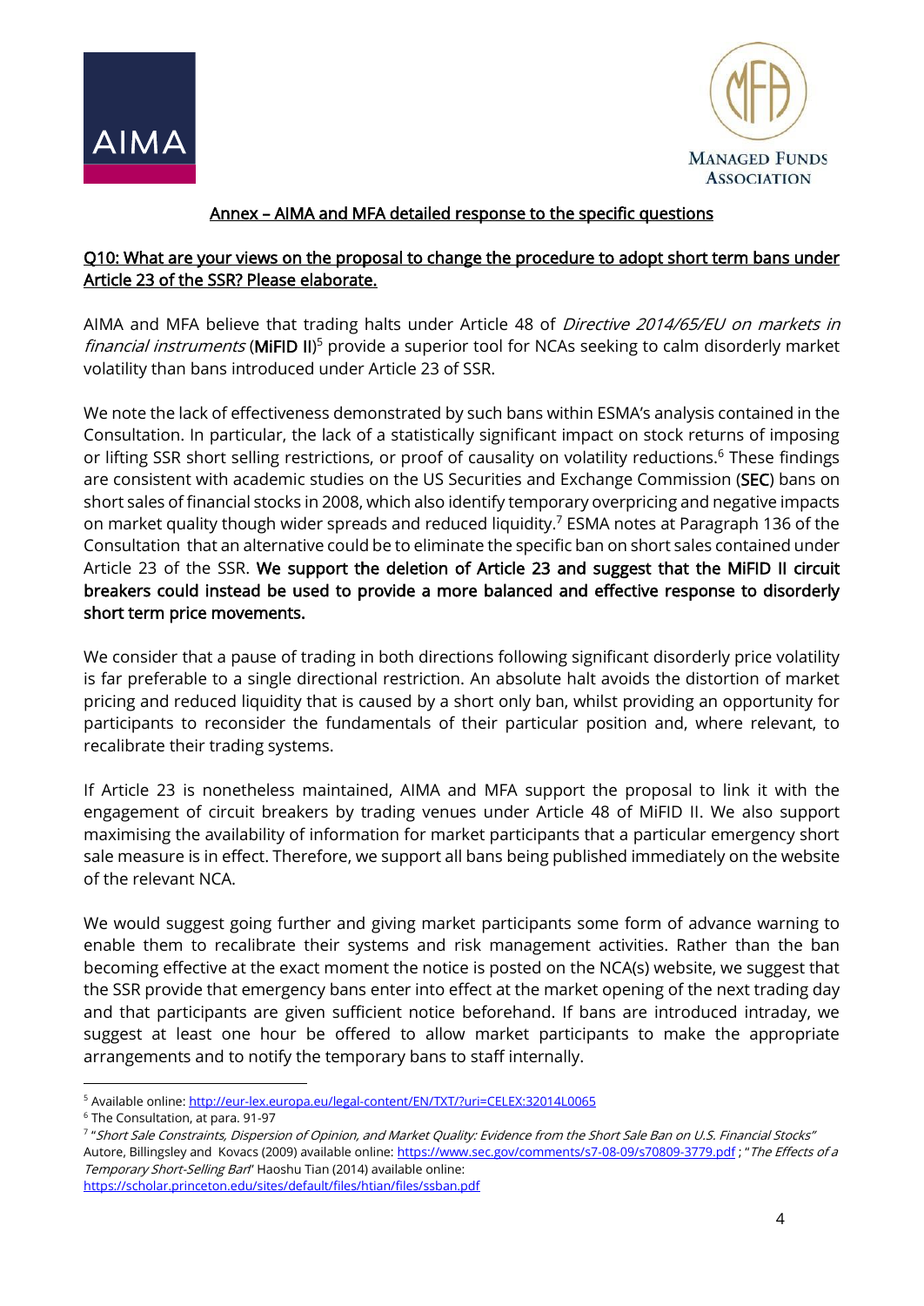## Annex – AIMA and MFA detailed response to the specific questions

### Q10: What are your views on the proposal to change the procedure to adopt short term bans under Article 23 of the SSR? Please elaborate.

AIMA and MFA believe that trading halts under Article 48 of *Directive 2014/65/EU on markets in financial instruments* (**MiFID II**)[5] provide a superior tool for NCAs seeking to calm disorderly market volatility than bans introduced under Article 23 of SSR.

We note the lack of effectiveness demonstrated by such bans within ESMA's analysis contained in the Consultation. In particular, the lack of a statistically significant impact on stock returns of imposing or lifting SSR short selling restrictions, or proof of causality on volatility reductions.[6] These findings are consistent with academic studies on the US Securities and Exchange Commission (**SEC**) bans on short sales of financial stocks in 2008, which also identify temporary overpricing and negative impacts on market quality though wider spreads and reduced liquidity.[7] ESMA notes at Paragraph 136 of the Consultation that an alternative could be to eliminate the specific ban on short sales contained under Article 23 of the SSR. **We support the deletion of Article 23 and suggest that the MiFID II circuit breakers could instead be used to provide a more balanced and effective response to disorderly short term price movements.**

We consider that a pause of trading in both directions following significant disorderly price volatility is far preferable to a single directional restriction. An absolute halt avoids the distortion of market pricing and reduced liquidity that is caused by a short only ban, whilst providing an opportunity for participants to reconsider the fundamentals of their particular position and, where relevant, to recalibrate their trading systems.

If Article 23 is nonetheless maintained, AIMA and MFA support the proposal to link it with the engagement of circuit breakers by trading venues under Article 48 of MiFID II. We also support maximising the availability of information for market participants that a particular emergency short sale measure is in effect. Therefore, we support all bans being published immediately on the website of the relevant NCA.

We would suggest going further and giving market participants some form of advance warning to enable them to recalibrate their systems and risk management activities. Rather than the ban becoming effective at the exact moment the notice is posted on the NCA(s) website, we suggest that the SSR provide that emergency bans enter into effect at the market opening of the next trading day and that participants are given sufficient notice beforehand. If bans are introduced intraday, we suggest at least one hour be offered to allow market participants to make the appropriate arrangements and to notify the temporary bans to staff internally.

---

[5] Available online: http://eur-lex.europa.eu/legal-content/EN/TXT/?uri=CELEX:32014L0065

[6] The Consultation, at para. 91-97

[7] "*Short Sale Constraints, Dispersion of Opinion, and Market Quality: Evidence from the Short Sale Ban on U.S. Financial Stocks*" Autore, Billingsley and Kovacs (2009) available online: https://www.sec.gov/comments/s7-08-09/s70809-3779.pdf ; "*The Effects of a Temporary Short-Selling Ban*" Haoshu Tian (2014) available online: https://scholar.princeton.edu/sites/default/files/htian/files/ssban.pdf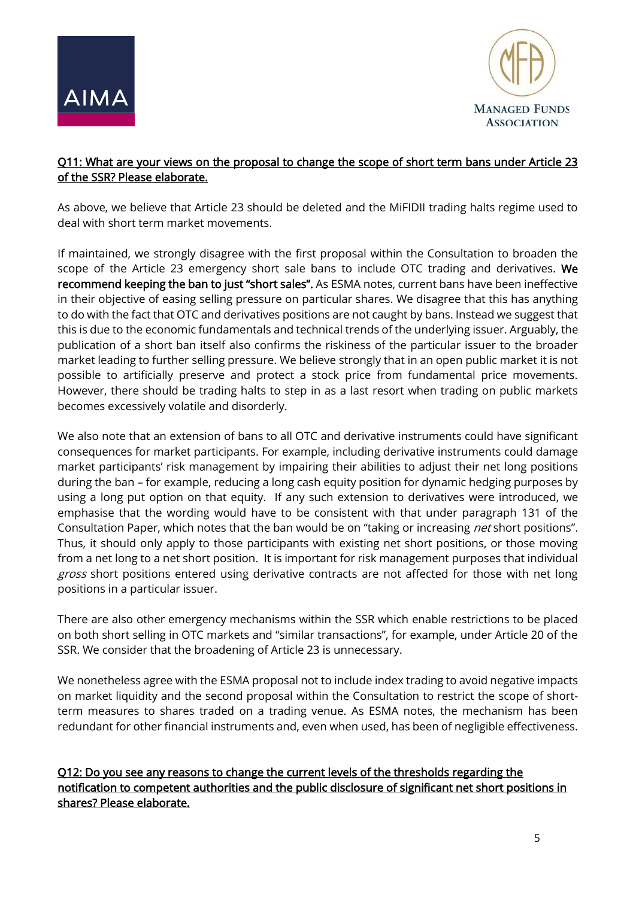<u>Q11: What are your views on the proposal to change the scope of short term bans under Article 23 of the SSR? Please elaborate.</u>

As above, we believe that Article 23 should be deleted and the MiFIDII trading halts regime used to deal with short term market movements.

If maintained, we strongly disagree with the first proposal within the Consultation to broaden the scope of the Article 23 emergency short sale bans to include OTC trading and derivatives. **We recommend keeping the ban to just "short sales".** As ESMA notes, current bans have been ineffective in their objective of easing selling pressure on particular shares. We disagree that this has anything to do with the fact that OTC and derivatives positions are not caught by bans. Instead we suggest that this is due to the economic fundamentals and technical trends of the underlying issuer. Arguably, the publication of a short ban itself also confirms the riskiness of the particular issuer to the broader market leading to further selling pressure. We believe strongly that in an open public market it is not possible to artificially preserve and protect a stock price from fundamental price movements. However, there should be trading halts to step in as a last resort when trading on public markets becomes excessively volatile and disorderly.

We also note that an extension of bans to all OTC and derivative instruments could have significant consequences for market participants. For example, including derivative instruments could damage market participants' risk management by impairing their abilities to adjust their net long positions during the ban – for example, reducing a long cash equity position for dynamic hedging purposes by using a long put option on that equity. If any such extension to derivatives were introduced, we emphasise that the wording would have to be consistent with that under paragraph 131 of the Consultation Paper, which notes that the ban would be on "taking or increasing *net* short positions". Thus, it should only apply to those participants with existing net short positions, or those moving from a net long to a net short position. It is important for risk management purposes that individual *gross* short positions entered using derivative contracts are not affected for those with net long positions in a particular issuer.

There are also other emergency mechanisms within the SSR which enable restrictions to be placed on both short selling in OTC markets and "similar transactions", for example, under Article 20 of the SSR. We consider that the broadening of Article 23 is unnecessary.

We nonetheless agree with the ESMA proposal not to include index trading to avoid negative impacts on market liquidity and the second proposal within the Consultation to restrict the scope of short-term measures to shares traded on a trading venue. As ESMA notes, the mechanism has been redundant for other financial instruments and, even when used, has been of negligible effectiveness.

<u>Q12: Do you see any reasons to change the current levels of the thresholds regarding the notification to competent authorities and the public disclosure of significant net short positions in shares? Please elaborate.</u>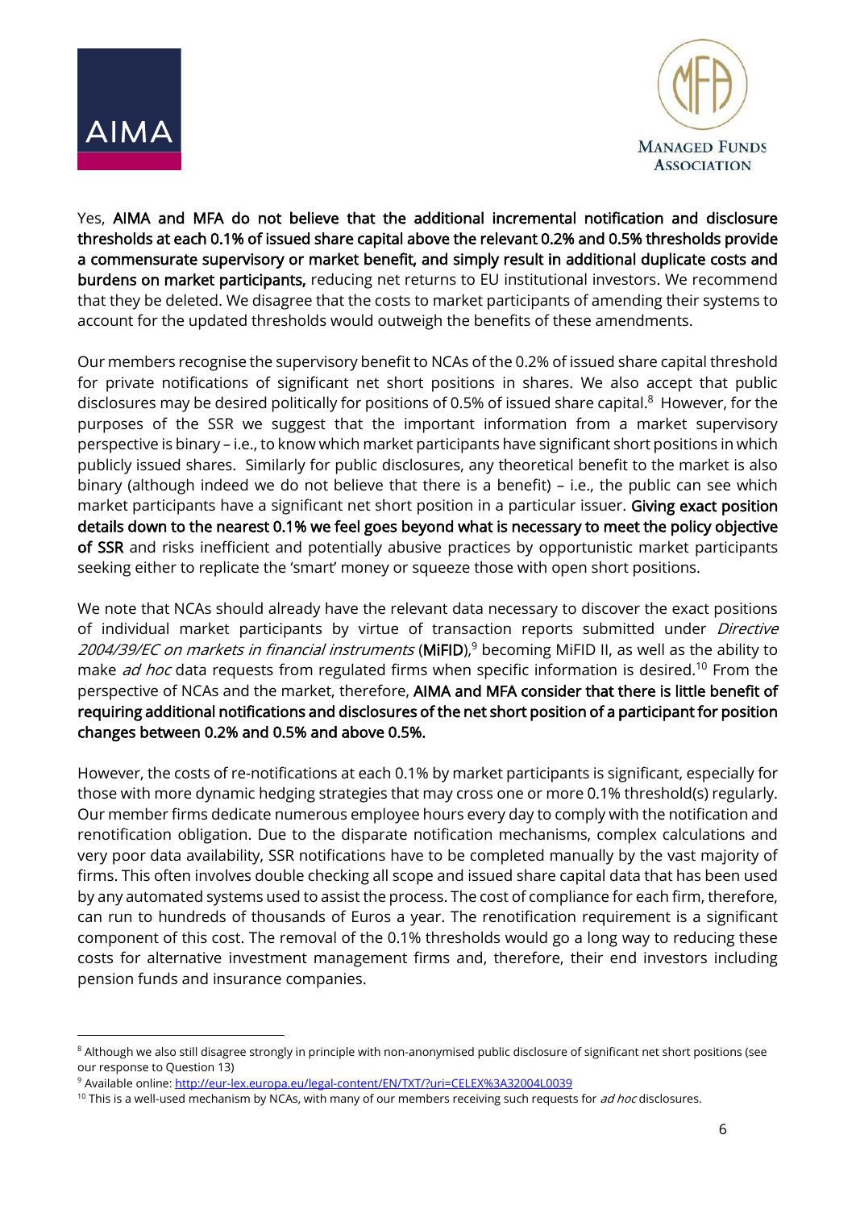Yes, **AIMA and MFA do not believe that the additional incremental notification and disclosure thresholds at each 0.1% of issued share capital above the relevant 0.2% and 0.5% thresholds provide a commensurate supervisory or market benefit, and simply result in additional duplicate costs and burdens on market participants,** reducing net returns to EU institutional investors. We recommend that they be deleted. We disagree that the costs to market participants of amending their systems to account for the updated thresholds would outweigh the benefits of these amendments.

Our members recognise the supervisory benefit to NCAs of the 0.2% of issued share capital threshold for private notifications of significant net short positions in shares. We also accept that public disclosures may be desired politically for positions of 0.5% of issued share capital.[8] However, for the purposes of the SSR we suggest that the important information from a market supervisory perspective is binary – i.e., to know which market participants have significant short positions in which publicly issued shares. Similarly for public disclosures, any theoretical benefit to the market is also binary (although indeed we do not believe that there is a benefit) – i.e., the public can see which market participants have a significant net short position in a particular issuer. **Giving exact position details down to the nearest 0.1% we feel goes beyond what is necessary to meet the policy objective of SSR** and risks inefficient and potentially abusive practices by opportunistic market participants seeking either to replicate the 'smart' money or squeeze those with open short positions.

We note that NCAs should already have the relevant data necessary to discover the exact positions of individual market participants by virtue of transaction reports submitted under *Directive 2004/39/EC on markets in financial instruments* (**MiFID**),[9] becoming MiFID II, as well as the ability to make *ad hoc* data requests from regulated firms when specific information is desired.[10] From the perspective of NCAs and the market, therefore, **AIMA and MFA consider that there is little benefit of requiring additional notifications and disclosures of the net short position of a participant for position changes between 0.2% and 0.5% and above 0.5%.**

However, the costs of re-notifications at each 0.1% by market participants is significant, especially for those with more dynamic hedging strategies that may cross one or more 0.1% threshold(s) regularly. Our member firms dedicate numerous employee hours every day to comply with the notification and renotification obligation. Due to the disparate notification mechanisms, complex calculations and very poor data availability, SSR notifications have to be completed manually by the vast majority of firms. This often involves double checking all scope and issued share capital data that has been used by any automated systems used to assist the process. The cost of compliance for each firm, therefore, can run to hundreds of thousands of Euros a year. The renotification requirement is a significant component of this cost. The removal of the 0.1% thresholds would go a long way to reducing these costs for alternative investment management firms and, therefore, their end investors including pension funds and insurance companies.

---

[8] Although we also still disagree strongly in principle with non-anonymised public disclosure of significant net short positions (see our response to Question 13)

[9] Available online: http://eur-lex.europa.eu/legal-content/EN/TXT/?uri=CELEX%3A32004L0039

[10] This is a well-used mechanism by NCAs, with many of our members receiving such requests for *ad hoc* disclosures.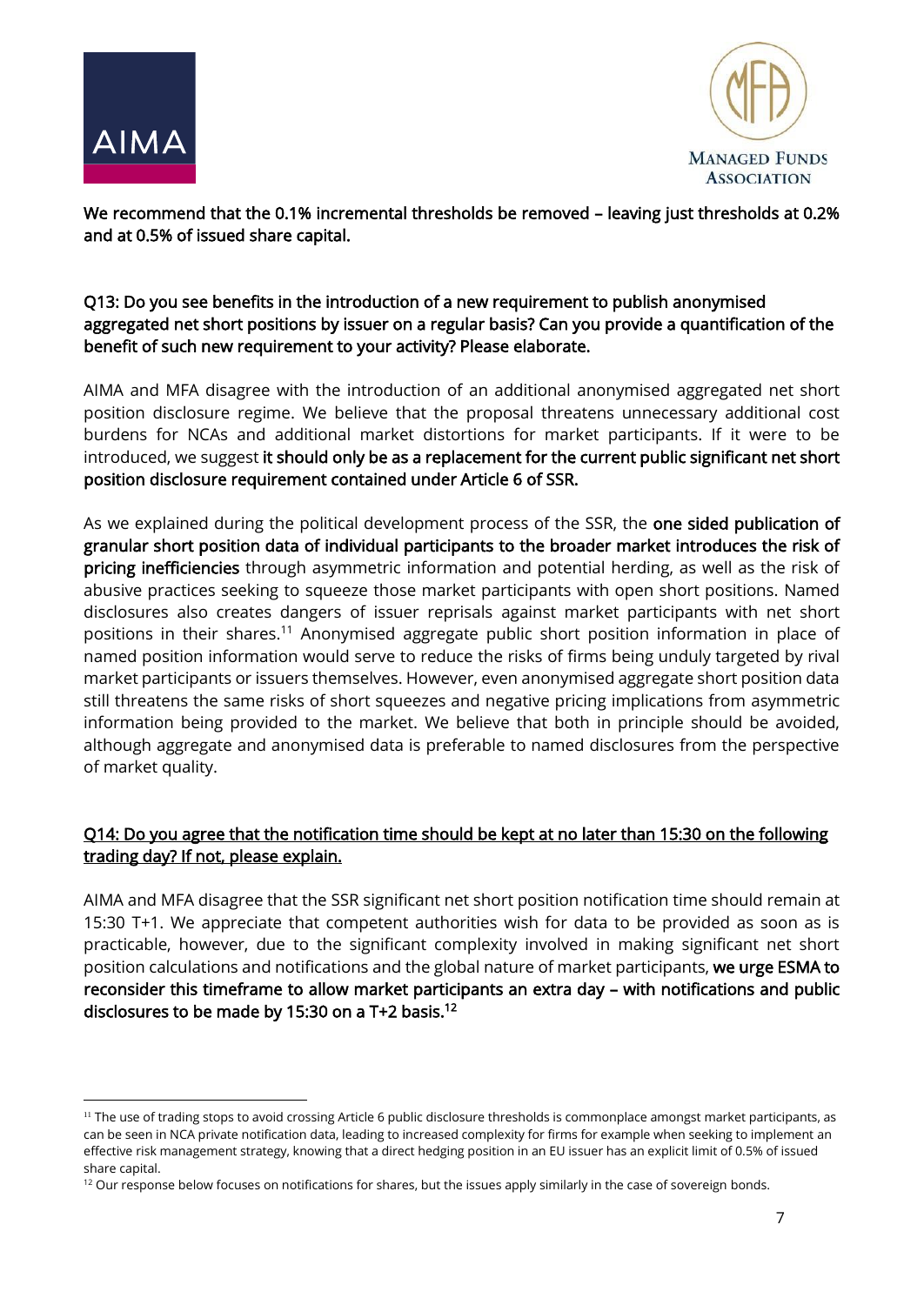**We recommend that the 0.1% incremental thresholds be removed – leaving just thresholds at 0.2% and at 0.5% of issued share capital.**

**Q13: Do you see benefits in the introduction of a new requirement to publish anonymised aggregated net short positions by issuer on a regular basis? Can you provide a quantification of the benefit of such new requirement to your activity? Please elaborate.**

AIMA and MFA disagree with the introduction of an additional anonymised aggregated net short position disclosure regime. We believe that the proposal threatens unnecessary additional cost burdens for NCAs and additional market distortions for market participants. If it were to be introduced, we suggest **it should only be as a replacement for the current public significant net short position disclosure requirement contained under Article 6 of SSR.**

As we explained during the political development process of the SSR, the **one sided publication of granular short position data of individual participants to the broader market introduces the risk of pricing inefficiencies** through asymmetric information and potential herding, as well as the risk of abusive practices seeking to squeeze those market participants with open short positions. Named disclosures also creates dangers of issuer reprisals against market participants with net short positions in their shares.[11] Anonymised aggregate public short position information in place of named position information would serve to reduce the risks of firms being unduly targeted by rival market participants or issuers themselves. However, even anonymised aggregate short position data still threatens the same risks of short squeezes and negative pricing implications from asymmetric information being provided to the market. We believe that both in principle should be avoided, although aggregate and anonymised data is preferable to named disclosures from the perspective of market quality.

**Q14: Do you agree that the notification time should be kept at no later than 15:30 on the following trading day? If not, please explain.**

AIMA and MFA disagree that the SSR significant net short position notification time should remain at 15:30 T+1. We appreciate that competent authorities wish for data to be provided as soon as is practicable, however, due to the significant complexity involved in making significant net short position calculations and notifications and the global nature of market participants, **we urge ESMA to reconsider this timeframe to allow market participants an extra day – with notifications and public disclosures to be made by 15:30 on a T+2 basis.**[12]

---

[11] The use of trading stops to avoid crossing Article 6 public disclosure thresholds is commonplace amongst market participants, as can be seen in NCA private notification data, leading to increased complexity for firms for example when seeking to implement an effective risk management strategy, knowing that a direct hedging position in an EU issuer has an explicit limit of 0.5% of issued share capital.

[12] Our response below focuses on notifications for shares, but the issues apply similarly in the case of sovereign bonds.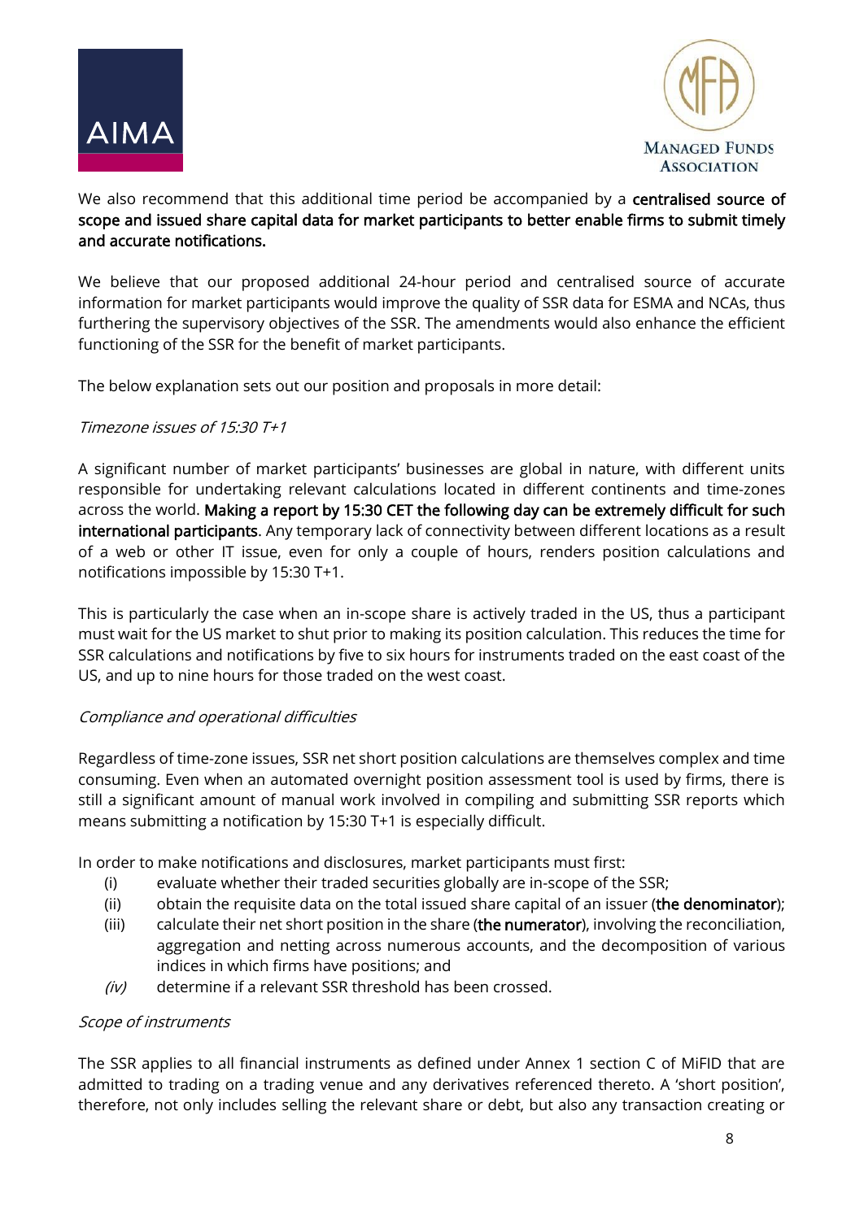We also recommend that this additional time period be accompanied by a **centralised source of scope and issued share capital data for market participants to better enable firms to submit timely and accurate notifications.**

We believe that our proposed additional 24-hour period and centralised source of accurate information for market participants would improve the quality of SSR data for ESMA and NCAs, thus furthering the supervisory objectives of the SSR. The amendments would also enhance the efficient functioning of the SSR for the benefit of market participants.

The below explanation sets out our position and proposals in more detail:

*Timezone issues of 15:30 T+1*

A significant number of market participants' businesses are global in nature, with different units responsible for undertaking relevant calculations located in different continents and time-zones across the world. **Making a report by 15:30 CET the following day can be extremely difficult for such international participants**. Any temporary lack of connectivity between different locations as a result of a web or other IT issue, even for only a couple of hours, renders position calculations and notifications impossible by 15:30 T+1.

This is particularly the case when an in-scope share is actively traded in the US, thus a participant must wait for the US market to shut prior to making its position calculation. This reduces the time for SSR calculations and notifications by five to six hours for instruments traded on the east coast of the US, and up to nine hours for those traded on the west coast.

*Compliance and operational difficulties*

Regardless of time-zone issues, SSR net short position calculations are themselves complex and time consuming. Even when an automated overnight position assessment tool is used by firms, there is still a significant amount of manual work involved in compiling and submitting SSR reports which means submitting a notification by 15:30 T+1 is especially difficult.

In order to make notifications and disclosures, market participants must first:

(i) evaluate whether their traded securities globally are in-scope of the SSR;
(ii) obtain the requisite data on the total issued share capital of an issuer (**the denominator**);
(iii) calculate their net short position in the share (**the numerator**), involving the reconciliation, aggregation and netting across numerous accounts, and the decomposition of various indices in which firms have positions; and
*(iv)* determine if a relevant SSR threshold has been crossed.

*Scope of instruments*

The SSR applies to all financial instruments as defined under Annex 1 section C of MiFID that are admitted to trading on a trading venue and any derivatives referenced thereto. A 'short position', therefore, not only includes selling the relevant share or debt, but also any transaction creating or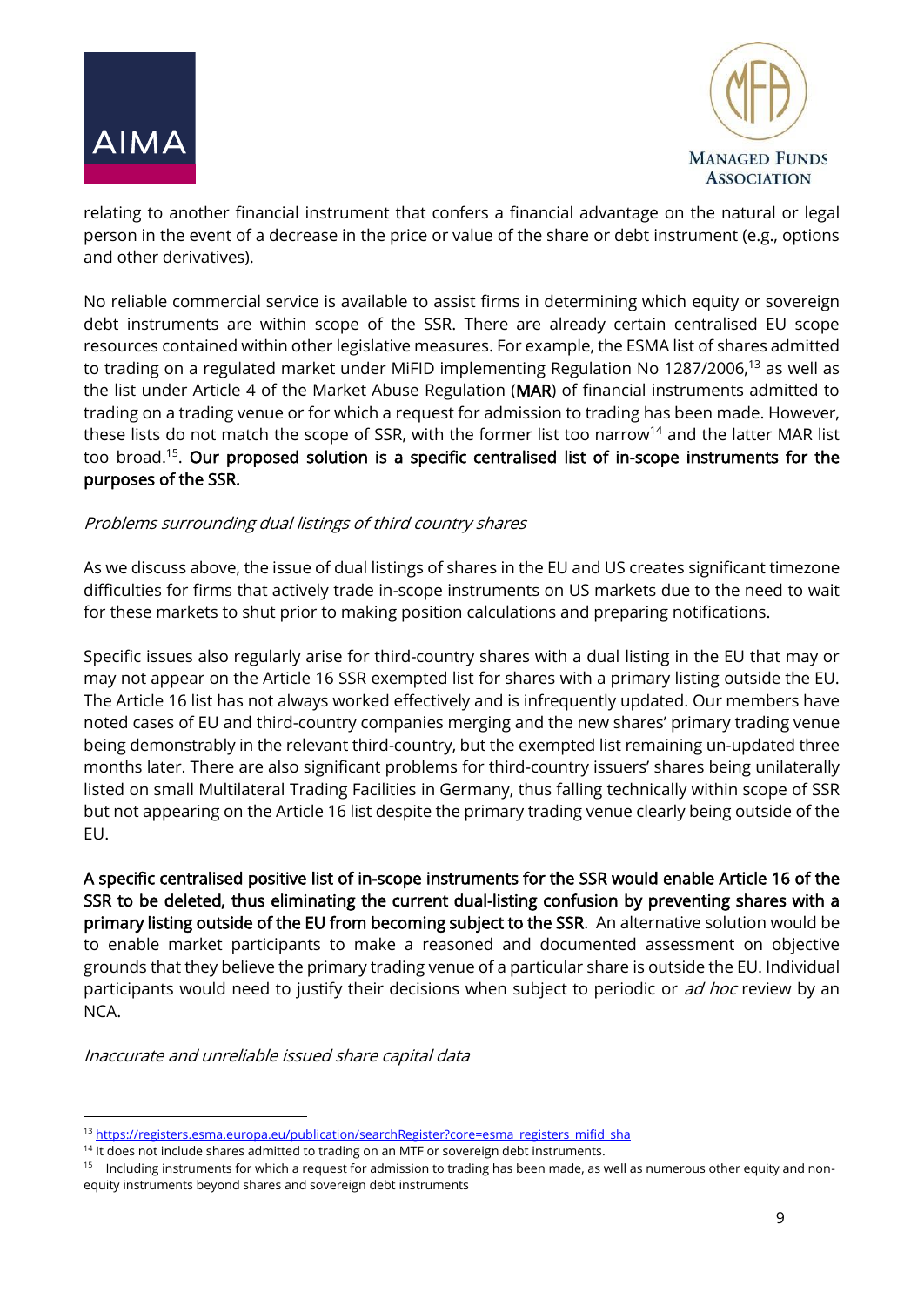relating to another financial instrument that confers a financial advantage on the natural or legal person in the event of a decrease in the price or value of the share or debt instrument (e.g., options and other derivatives).

No reliable commercial service is available to assist firms in determining which equity or sovereign debt instruments are within scope of the SSR. There are already certain centralised EU scope resources contained within other legislative measures. For example, the ESMA list of shares admitted to trading on a regulated market under MiFID implementing Regulation No 1287/2006,[13] as well as the list under Article 4 of the Market Abuse Regulation (**MAR**) of financial instruments admitted to trading on a trading venue or for which a request for admission to trading has been made. However, these lists do not match the scope of SSR, with the former list too narrow[14] and the latter MAR list too broad.[15]. **Our proposed solution is a specific centralised list of in-scope instruments for the purposes of the SSR.**

*Problems surrounding dual listings of third country shares*

As we discuss above, the issue of dual listings of shares in the EU and US creates significant timezone difficulties for firms that actively trade in-scope instruments on US markets due to the need to wait for these markets to shut prior to making position calculations and preparing notifications.

Specific issues also regularly arise for third-country shares with a dual listing in the EU that may or may not appear on the Article 16 SSR exempted list for shares with a primary listing outside the EU. The Article 16 list has not always worked effectively and is infrequently updated. Our members have noted cases of EU and third-country companies merging and the new shares' primary trading venue being demonstrably in the relevant third-country, but the exempted list remaining un-updated three months later. There are also significant problems for third-country issuers' shares being unilaterally listed on small Multilateral Trading Facilities in Germany, thus falling technically within scope of SSR but not appearing on the Article 16 list despite the primary trading venue clearly being outside of the EU.

**A specific centralised positive list of in-scope instruments for the SSR would enable Article 16 of the SSR to be deleted, thus eliminating the current dual-listing confusion by preventing shares with a primary listing outside of the EU from becoming subject to the SSR.** An alternative solution would be to enable market participants to make a reasoned and documented assessment on objective grounds that they believe the primary trading venue of a particular share is outside the EU. Individual participants would need to justify their decisions when subject to periodic or *ad hoc* review by an NCA.

*Inaccurate and unreliable issued share capital data*

---

[13] https://registers.esma.europa.eu/publication/searchRegister?core=esma_registers_mifid_sha

[14] It does not include shares admitted to trading on an MTF or sovereign debt instruments.

[15] Including instruments for which a request for admission to trading has been made, as well as numerous other equity and non-equity instruments beyond shares and sovereign debt instruments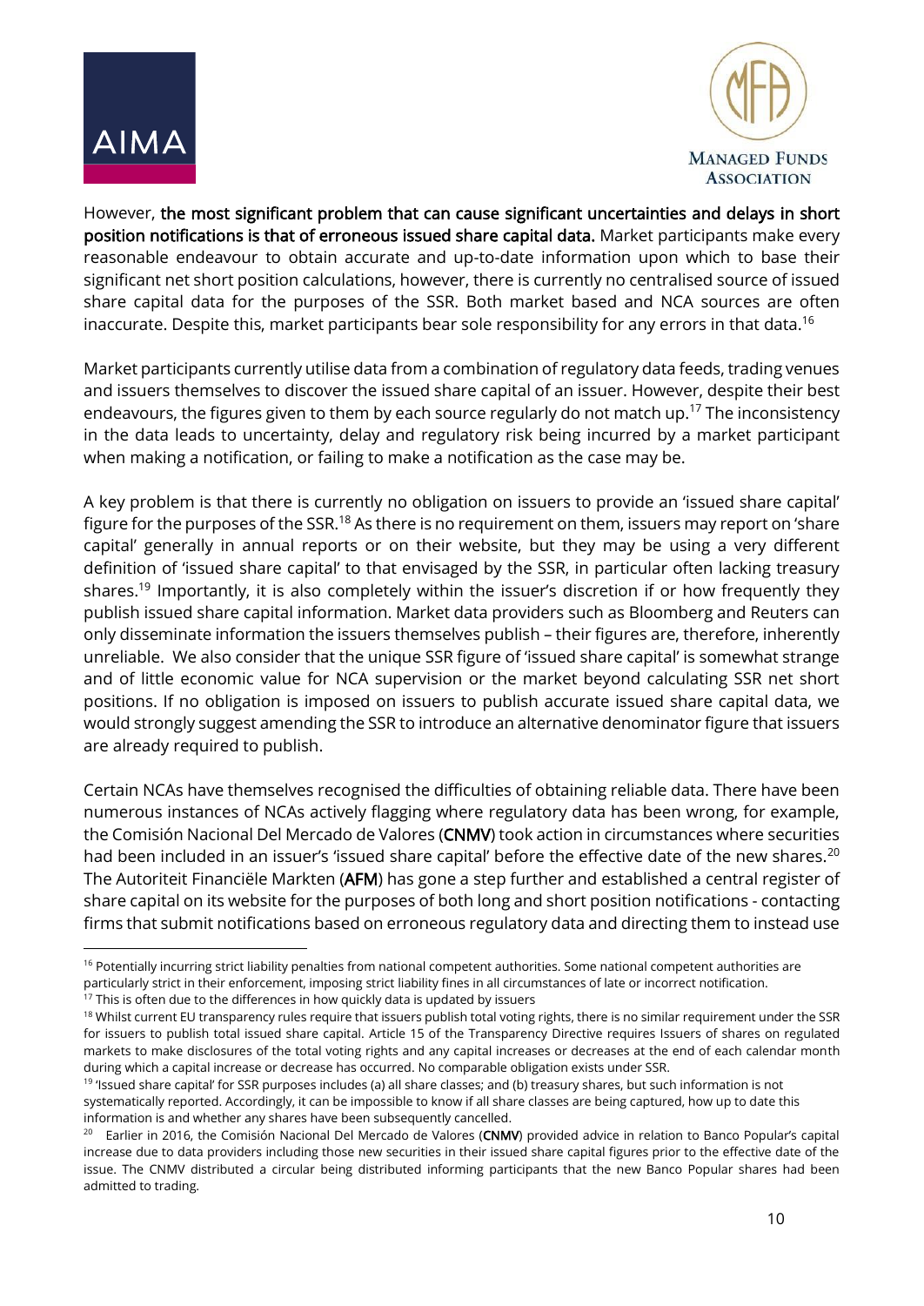However, **the most significant problem that can cause significant uncertainties and delays in short position notifications is that of erroneous issued share capital data.** Market participants make every reasonable endeavour to obtain accurate and up-to-date information upon which to base their significant net short position calculations, however, there is currently no centralised source of issued share capital data for the purposes of the SSR. Both market based and NCA sources are often inaccurate. Despite this, market participants bear sole responsibility for any errors in that data.[16]

Market participants currently utilise data from a combination of regulatory data feeds, trading venues and issuers themselves to discover the issued share capital of an issuer. However, despite their best endeavours, the figures given to them by each source regularly do not match up.[17] The inconsistency in the data leads to uncertainty, delay and regulatory risk being incurred by a market participant when making a notification, or failing to make a notification as the case may be.

A key problem is that there is currently no obligation on issuers to provide an 'issued share capital' figure for the purposes of the SSR.[18] As there is no requirement on them, issuers may report on 'share capital' generally in annual reports or on their website, but they may be using a very different definition of 'issued share capital' to that envisaged by the SSR, in particular often lacking treasury shares.[19] Importantly, it is also completely within the issuer's discretion if or how frequently they publish issued share capital information. Market data providers such as Bloomberg and Reuters can only disseminate information the issuers themselves publish – their figures are, therefore, inherently unreliable. We also consider that the unique SSR figure of 'issued share capital' is somewhat strange and of little economic value for NCA supervision or the market beyond calculating SSR net short positions. If no obligation is imposed on issuers to publish accurate issued share capital data, we would strongly suggest amending the SSR to introduce an alternative denominator figure that issuers are already required to publish.

Certain NCAs have themselves recognised the difficulties of obtaining reliable data. There have been numerous instances of NCAs actively flagging where regulatory data has been wrong, for example, the Comisión Nacional Del Mercado de Valores (**CNMV**) took action in circumstances where securities had been included in an issuer's 'issued share capital' before the effective date of the new shares.[20] The Autoriteit Financiële Markten (**AFM**) has gone a step further and established a central register of share capital on its website for the purposes of both long and short position notifications - contacting firms that submit notifications based on erroneous regulatory data and directing them to instead use

---

[16] Potentially incurring strict liability penalties from national competent authorities. Some national competent authorities are particularly strict in their enforcement, imposing strict liability fines in all circumstances of late or incorrect notification.

[17] This is often due to the differences in how quickly data is updated by issuers

[18] Whilst current EU transparency rules require that issuers publish total voting rights, there is no similar requirement under the SSR for issuers to publish total issued share capital. Article 15 of the Transparency Directive requires Issuers of shares on regulated markets to make disclosures of the total voting rights and any capital increases or decreases at the end of each calendar month during which a capital increase or decrease has occurred. No comparable obligation exists under SSR.

[19] 'Issued share capital' for SSR purposes includes (a) all share classes; and (b) treasury shares, but such information is not systematically reported. Accordingly, it can be impossible to know if all share classes are being captured, how up to date this information is and whether any shares have been subsequently cancelled.

[20] Earlier in 2016, the Comisión Nacional Del Mercado de Valores (**CNMV**) provided advice in relation to Banco Popular's capital increase due to data providers including those new securities in their issued share capital figures prior to the effective date of the issue. The CNMV distributed a circular being distributed informing participants that the new Banco Popular shares had been admitted to trading.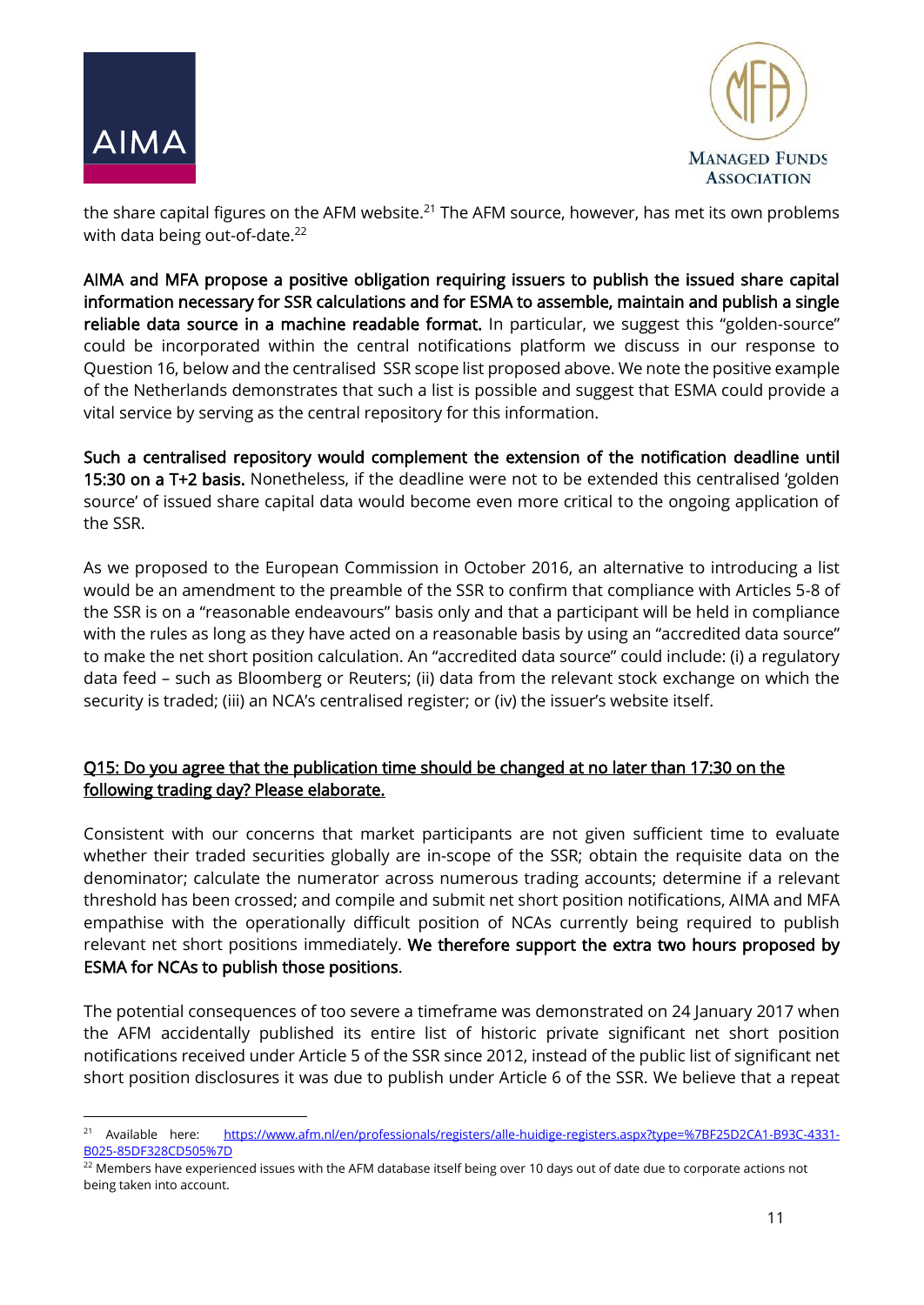the share capital figures on the AFM website.[21] The AFM source, however, has met its own problems with data being out-of-date.[22]

**AIMA and MFA propose a positive obligation requiring issuers to publish the issued share capital information necessary for SSR calculations and for ESMA to assemble, maintain and publish a single reliable data source in a machine readable format.** In particular, we suggest this "golden-source" could be incorporated within the central notifications platform we discuss in our response to Question 16, below and the centralised SSR scope list proposed above. We note the positive example of the Netherlands demonstrates that such a list is possible and suggest that ESMA could provide a vital service by serving as the central repository for this information.

**Such a centralised repository would complement the extension of the notification deadline until 15:30 on a T+2 basis.** Nonetheless, if the deadline were not to be extended this centralised 'golden source' of issued share capital data would become even more critical to the ongoing application of the SSR.

As we proposed to the European Commission in October 2016, an alternative to introducing a list would be an amendment to the preamble of the SSR to confirm that compliance with Articles 5-8 of the SSR is on a "reasonable endeavours" basis only and that a participant will be held in compliance with the rules as long as they have acted on a reasonable basis by using an "accredited data source" to make the net short position calculation. An "accredited data source" could include: (i) a regulatory data feed – such as Bloomberg or Reuters; (ii) data from the relevant stock exchange on which the security is traded; (iii) an NCA's centralised register; or (iv) the issuer's website itself.

## Q15: Do you agree that the publication time should be changed at no later than 17:30 on the following trading day? Please elaborate.

Consistent with our concerns that market participants are not given sufficient time to evaluate whether their traded securities globally are in-scope of the SSR; obtain the requisite data on the denominator; calculate the numerator across numerous trading accounts; determine if a relevant threshold has been crossed; and compile and submit net short position notifications, AIMA and MFA empathise with the operationally difficult position of NCAs currently being required to publish relevant net short positions immediately. **We therefore support the extra two hours proposed by ESMA for NCAs to publish those positions**.

The potential consequences of too severe a timeframe was demonstrated on 24 January 2017 when the AFM accidentally published its entire list of historic private significant net short position notifications received under Article 5 of the SSR since 2012, instead of the public list of significant net short position disclosures it was due to publish under Article 6 of the SSR. We believe that a repeat

---

[21] Available here: https://www.afm.nl/en/professionals/registers/alle-huidige-registers.aspx?type=%7BF25D2CA1-B93C-4331-B025-85DF328CD505%7D

[22] Members have experienced issues with the AFM database itself being over 10 days out of date due to corporate actions not being taken into account.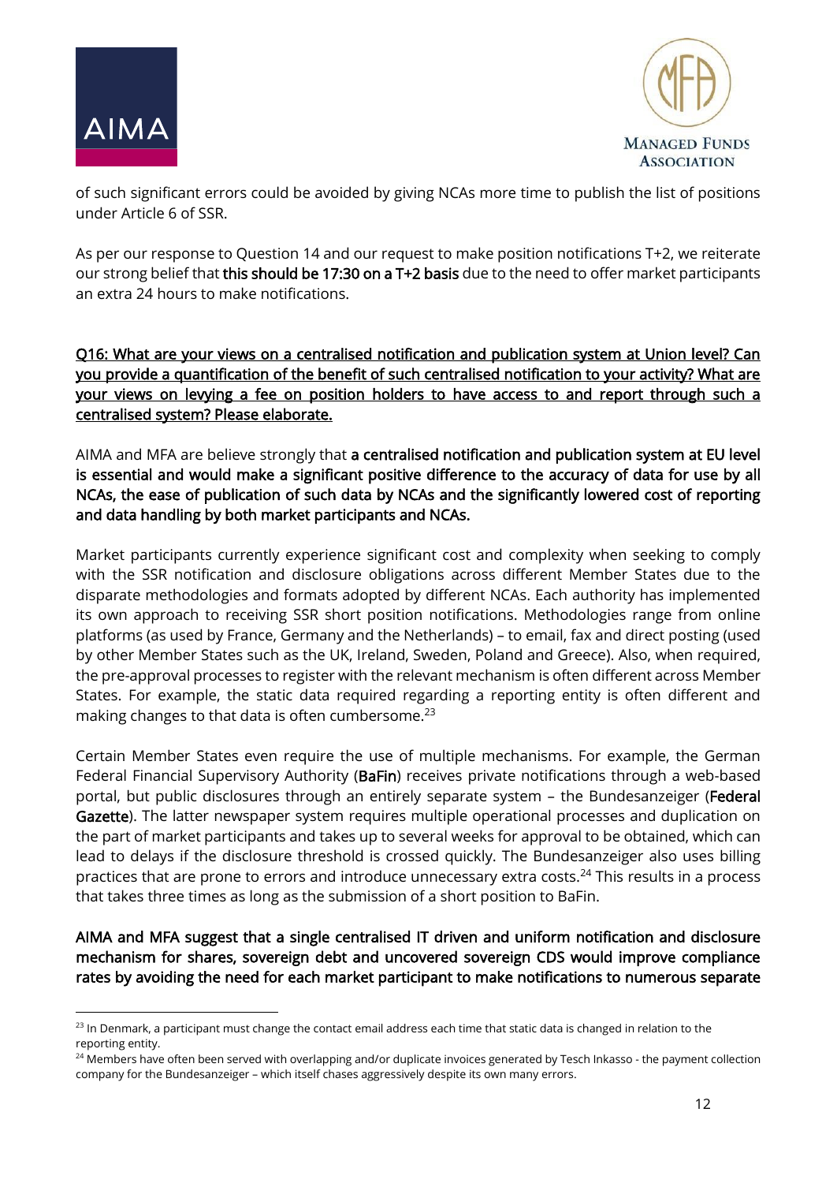of such significant errors could be avoided by giving NCAs more time to publish the list of positions under Article 6 of SSR.

As per our response to Question 14 and our request to make position notifications T+2, we reiterate our strong belief that **this should be 17:30 on a T+2 basis** due to the need to offer market participants an extra 24 hours to make notifications.

<u>Q16: What are your views on a centralised notification and publication system at Union level? Can you provide a quantification of the benefit of such centralised notification to your activity? What are your views on levying a fee on position holders to have access to and report through such a centralised system? Please elaborate.</u>

AIMA and MFA are believe strongly that **a centralised notification and publication system at EU level is essential and would make a significant positive difference to the accuracy of data for use by all NCAs, the ease of publication of such data by NCAs and the significantly lowered cost of reporting and data handling by both market participants and NCAs.**

Market participants currently experience significant cost and complexity when seeking to comply with the SSR notification and disclosure obligations across different Member States due to the disparate methodologies and formats adopted by different NCAs. Each authority has implemented its own approach to receiving SSR short position notifications. Methodologies range from online platforms (as used by France, Germany and the Netherlands) – to email, fax and direct posting (used by other Member States such as the UK, Ireland, Sweden, Poland and Greece). Also, when required, the pre-approval processes to register with the relevant mechanism is often different across Member States. For example, the static data required regarding a reporting entity is often different and making changes to that data is often cumbersome.[23]

Certain Member States even require the use of multiple mechanisms. For example, the German Federal Financial Supervisory Authority (**BaFin**) receives private notifications through a web-based portal, but public disclosures through an entirely separate system – the Bundesanzeiger (**Federal Gazette**). The latter newspaper system requires multiple operational processes and duplication on the part of market participants and takes up to several weeks for approval to be obtained, which can lead to delays if the disclosure threshold is crossed quickly. The Bundesanzeiger also uses billing practices that are prone to errors and introduce unnecessary extra costs.[24] This results in a process that takes three times as long as the submission of a short position to BaFin.

**AIMA and MFA suggest that a single centralised IT driven and uniform notification and disclosure mechanism for shares, sovereign debt and uncovered sovereign CDS would improve compliance rates by avoiding the need for each market participant to make notifications to numerous separate**

---

[23] In Denmark, a participant must change the contact email address each time that static data is changed in relation to the reporting entity.

[24] Members have often been served with overlapping and/or duplicate invoices generated by Tesch Inkasso - the payment collection company for the Bundesanzeiger – which itself chases aggressively despite its own many errors.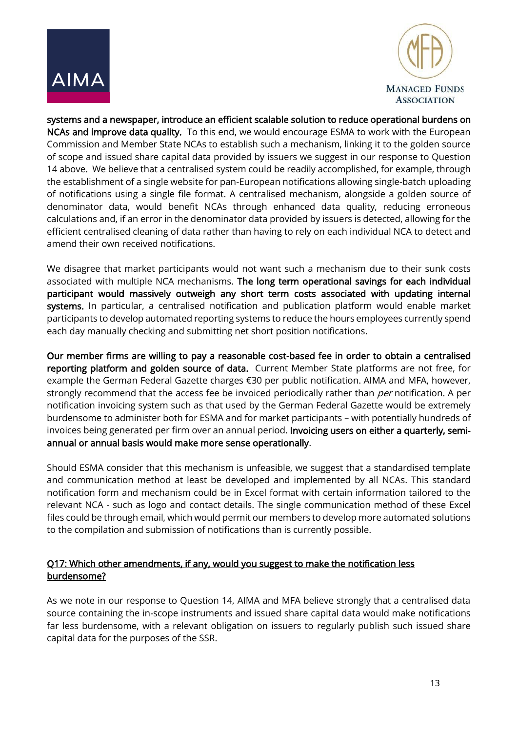**systems and a newspaper, introduce an efficient scalable solution to reduce operational burdens on NCAs and improve data quality.** To this end, we would encourage ESMA to work with the European Commission and Member State NCAs to establish such a mechanism, linking it to the golden source of scope and issued share capital data provided by issuers we suggest in our response to Question 14 above. We believe that a centralised system could be readily accomplished, for example, through the establishment of a single website for pan-European notifications allowing single-batch uploading of notifications using a single file format. A centralised mechanism, alongside a golden source of denominator data, would benefit NCAs through enhanced data quality, reducing erroneous calculations and, if an error in the denominator data provided by issuers is detected, allowing for the efficient centralised cleaning of data rather than having to rely on each individual NCA to detect and amend their own received notifications.

We disagree that market participants would not want such a mechanism due to their sunk costs associated with multiple NCA mechanisms. **The long term operational savings for each individual participant would massively outweigh any short term costs associated with updating internal systems.** In particular, a centralised notification and publication platform would enable market participants to develop automated reporting systems to reduce the hours employees currently spend each day manually checking and submitting net short position notifications.

**Our member firms are willing to pay a reasonable cost-based fee in order to obtain a centralised reporting platform and golden source of data.** Current Member State platforms are not free, for example the German Federal Gazette charges €30 per public notification. AIMA and MFA, however, strongly recommend that the access fee be invoiced periodically rather than *per* notification. A per notification invoicing system such as that used by the German Federal Gazette would be extremely burdensome to administer both for ESMA and for market participants – with potentially hundreds of invoices being generated per firm over an annual period. **Invoicing users on either a quarterly, semi-annual or annual basis would make more sense operationally**.

Should ESMA consider that this mechanism is unfeasible, we suggest that a standardised template and communication method at least be developed and implemented by all NCAs. This standard notification form and mechanism could be in Excel format with certain information tailored to the relevant NCA - such as logo and contact details. The single communication method of these Excel files could be through email, which would permit our members to develop more automated solutions to the compilation and submission of notifications than is currently possible.

### Q17: Which other amendments, if any, would you suggest to make the notification less burdensome?

As we note in our response to Question 14, AIMA and MFA believe strongly that a centralised data source containing the in-scope instruments and issued share capital data would make notifications far less burdensome, with a relevant obligation on issuers to regularly publish such issued share capital data for the purposes of the SSR.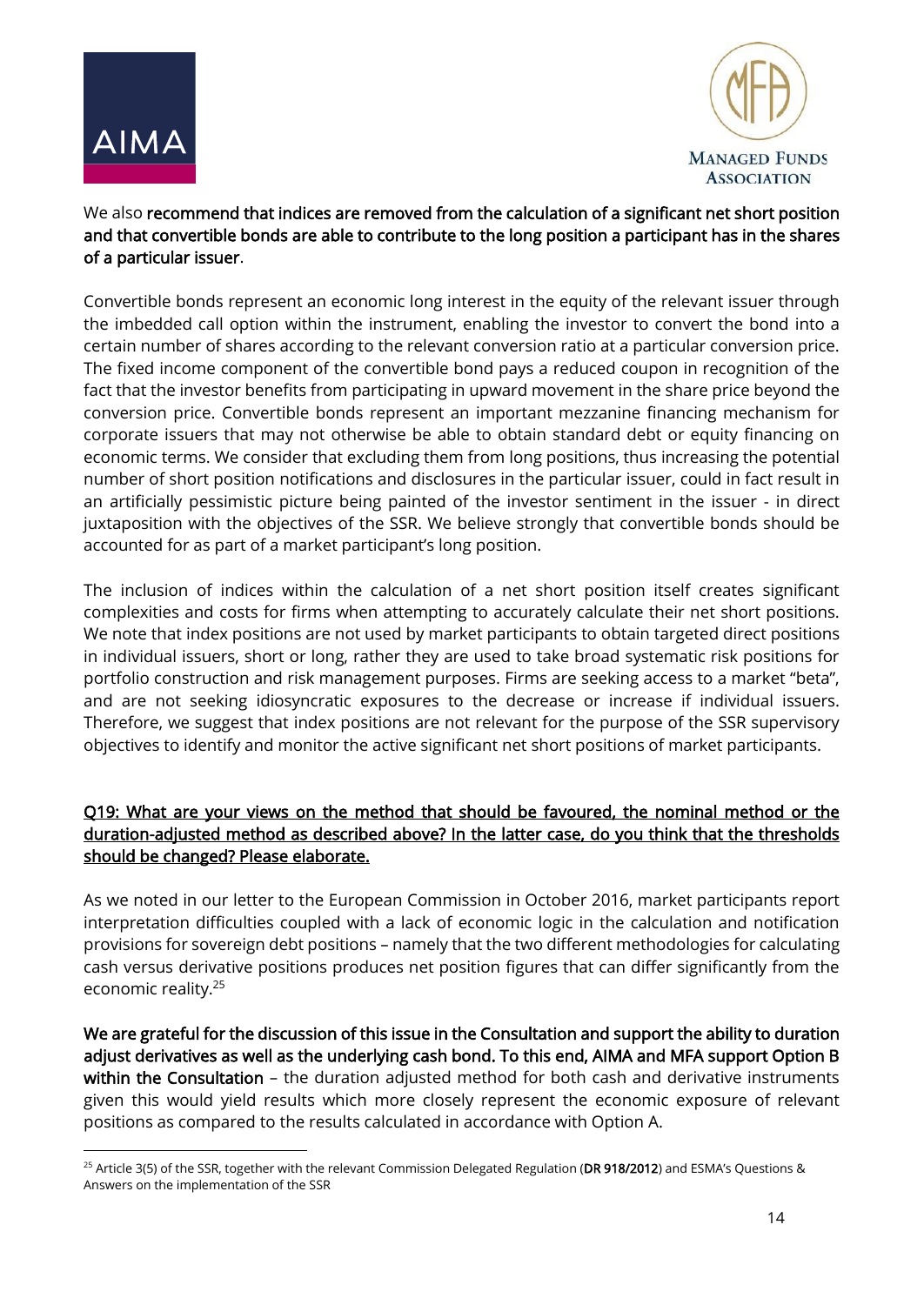We also **recommend that indices are removed from the calculation of a significant net short position and that convertible bonds are able to contribute to the long position a participant has in the shares of a particular issuer**.

Convertible bonds represent an economic long interest in the equity of the relevant issuer through the imbedded call option within the instrument, enabling the investor to convert the bond into a certain number of shares according to the relevant conversion ratio at a particular conversion price. The fixed income component of the convertible bond pays a reduced coupon in recognition of the fact that the investor benefits from participating in upward movement in the share price beyond the conversion price. Convertible bonds represent an important mezzanine financing mechanism for corporate issuers that may not otherwise be able to obtain standard debt or equity financing on economic terms. We consider that excluding them from long positions, thus increasing the potential number of short position notifications and disclosures in the particular issuer, could in fact result in an artificially pessimistic picture being painted of the investor sentiment in the issuer - in direct juxtaposition with the objectives of the SSR. We believe strongly that convertible bonds should be accounted for as part of a market participant's long position.

The inclusion of indices within the calculation of a net short position itself creates significant complexities and costs for firms when attempting to accurately calculate their net short positions. We note that index positions are not used by market participants to obtain targeted direct positions in individual issuers, short or long, rather they are used to take broad systematic risk positions for portfolio construction and risk management purposes. Firms are seeking access to a market "beta", and are not seeking idiosyncratic exposures to the decrease or increase if individual issuers. Therefore, we suggest that index positions are not relevant for the purpose of the SSR supervisory objectives to identify and monitor the active significant net short positions of market participants.

<u>Q19: What are your views on the method that should be favoured, the nominal method or the duration-adjusted method as described above? In the latter case, do you think that the thresholds should be changed? Please elaborate.</u>

As we noted in our letter to the European Commission in October 2016, market participants report interpretation difficulties coupled with a lack of economic logic in the calculation and notification provisions for sovereign debt positions – namely that the two different methodologies for calculating cash versus derivative positions produces net position figures that can differ significantly from the economic reality.[25]

**We are grateful for the discussion of this issue in the Consultation and support the ability to duration adjust derivatives as well as the underlying cash bond. To this end, AIMA and MFA support Option B within the Consultation** – the duration adjusted method for both cash and derivative instruments given this would yield results which more closely represent the economic exposure of relevant positions as compared to the results calculated in accordance with Option A.

[25] Article 3(5) of the SSR, together with the relevant Commission Delegated Regulation (**DR 918/2012**) and ESMA's Questions & Answers on the implementation of the SSR